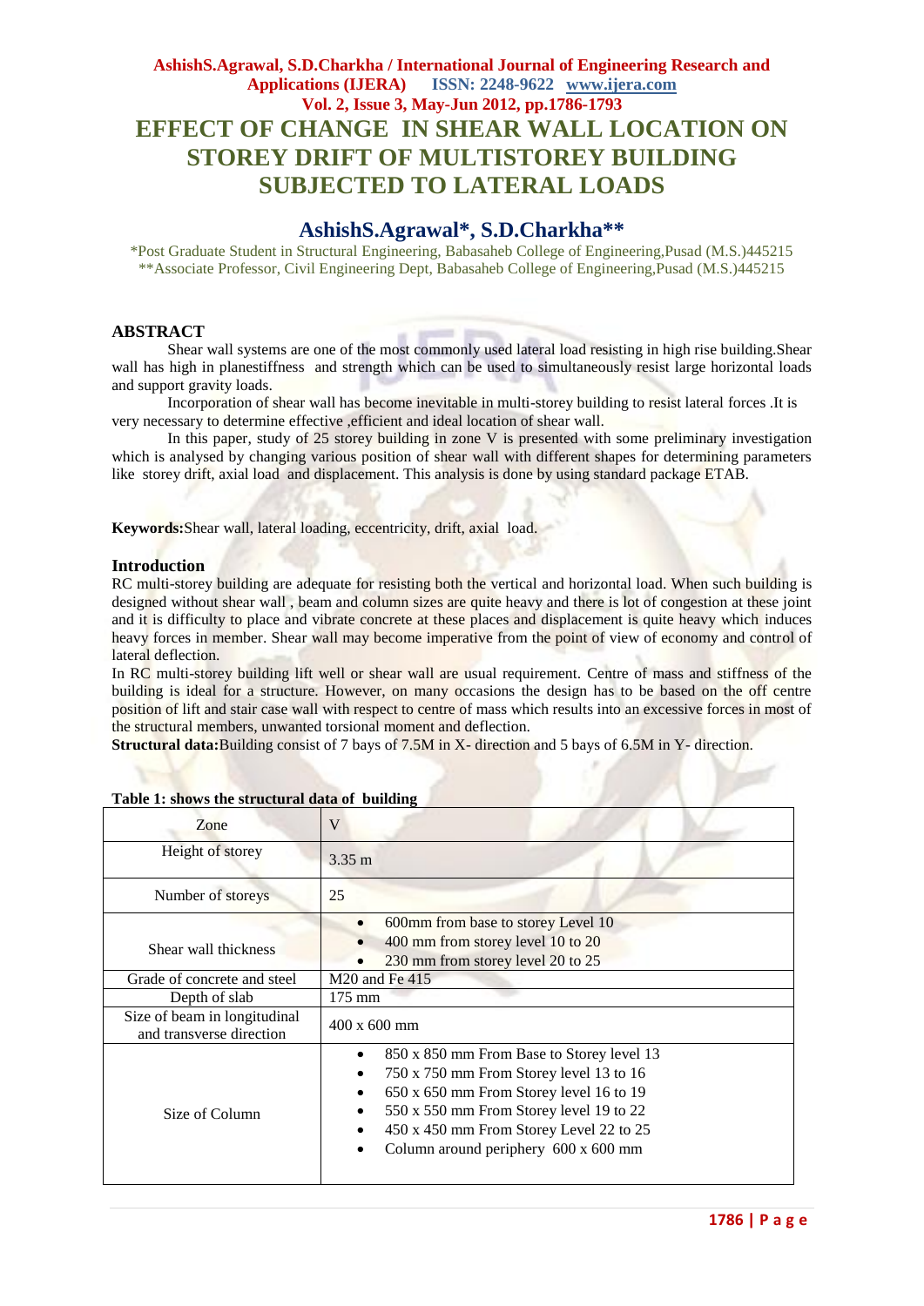# EFFECT OF CHANGE IN SHEAR WALL LOCATION ON STOREY DRIFT OF MULTISTOREY BUILDING SUBJECTED TO LATERAL LOADS

## AshishS.Agrawal*, S.D.Charkha**

*Post Graduate Student in Structural Engineering, Babasaheb College of Engineering,Pusad (M.S.)445215
**Associate Professor, Civil Engineering Dept, Babasaheb College of Engineering,Pusad (M.S.)445215

## ABSTRACT

Shear wall systems are one of the most commonly used lateral load resisting in high rise building.Shear wall has high in planestiffness and strength which can be used to simultaneously resist large horizontal loads and support gravity loads.

Incorporation of shear wall has become inevitable in multi-storey building to resist lateral forces .It is very necessary to determine effective ,efficient and ideal location of shear wall.

In this paper, study of 25 storey building in zone V is presented with some preliminary investigation which is analysed by changing various position of shear wall with different shapes for determining parameters like storey drift, axial load and displacement. This analysis is done by using standard package ETAB.

**Keywords:**Shear wall, lateral loading, eccentricity, drift, axial load.

## Introduction

RC multi-storey building are adequate for resisting both the vertical and horizontal load. When such building is designed without shear wall , beam and column sizes are quite heavy and there is lot of congestion at these joint and it is difficulty to place and vibrate concrete at these places and displacement is quite heavy which induces heavy forces in member. Shear wall may become imperative from the point of view of economy and control of lateral deflection.

In RC multi-storey building lift well or shear wall are usual requirement. Centre of mass and stiffness of the building is ideal for a structure. However, on many occasions the design has to be based on the off centre position of lift and stair case wall with respect to centre of mass which results into an excessive forces in most of the structural members, unwanted torsional moment and deflection.

**Structural data:**Building consist of 7 bays of 7.5M in X- direction and 5 bays of 6.5M in Y- direction.

**Table 1: shows the structural data of building**

| Zone | V |
|---|---|
| Height of storey | 3.35 m |
| Number of storeys | 25 |
| Shear wall thickness | • 600mm from base to storey Level 10<br>• 400 mm from storey level 10 to 20<br>• 230 mm from storey level 20 to 25 |
| Grade of concrete and steel | M20 and Fe 415 |
| Depth of slab | 175 mm |
| Size of beam in longitudinal and transverse direction | 400 x 600 mm |
| Size of Column | • 850 x 850 mm From Base to Storey level 13<br>• 750 x 750 mm From Storey level 13 to 16<br>• 650 x 650 mm From Storey level 16 to 19<br>• 550 x 550 mm From Storey level 19 to 22<br>• 450 x 450 mm From Storey Level 22 to 25<br>• Column around periphery 600 x 600 mm |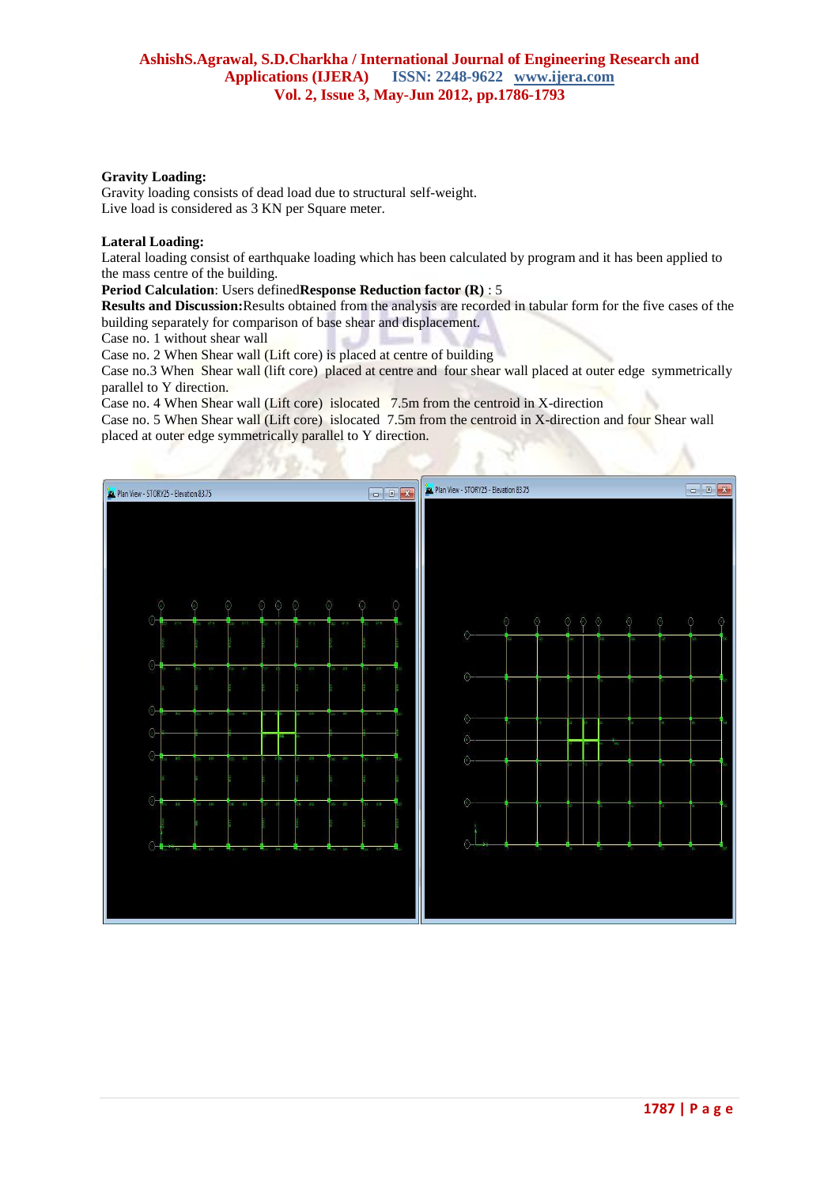**Gravity Loading:**
Gravity loading consists of dead load due to structural self-weight.
Live load is considered as 3 KN per Square meter.

**Lateral Loading:**
Lateral loading consist of earthquake loading which has been calculated by program and it has been applied to the mass centre of the building.

**Period Calculation**: Users defined**Response Reduction factor (R)** : 5

**Results and Discussion:**Results obtained from the analysis are recorded in tabular form for the five cases of the building separately for comparison of base shear and displacement.

Case no. 1 without shear wall

Case no. 2 When Shear wall (Lift core) is placed at centre of building

Case no.3 When Shear wall (lift core) placed at centre and four shear wall placed at outer edge symmetrically parallel to Y direction.

Case no. 4 When Shear wall (Lift core) islocated 7.5m from the centroid in X-direction

Case no. 5 When Shear wall (Lift core) islocated 7.5m from the centroid in X-direction and four Shear wall placed at outer edge symmetrically parallel to Y direction.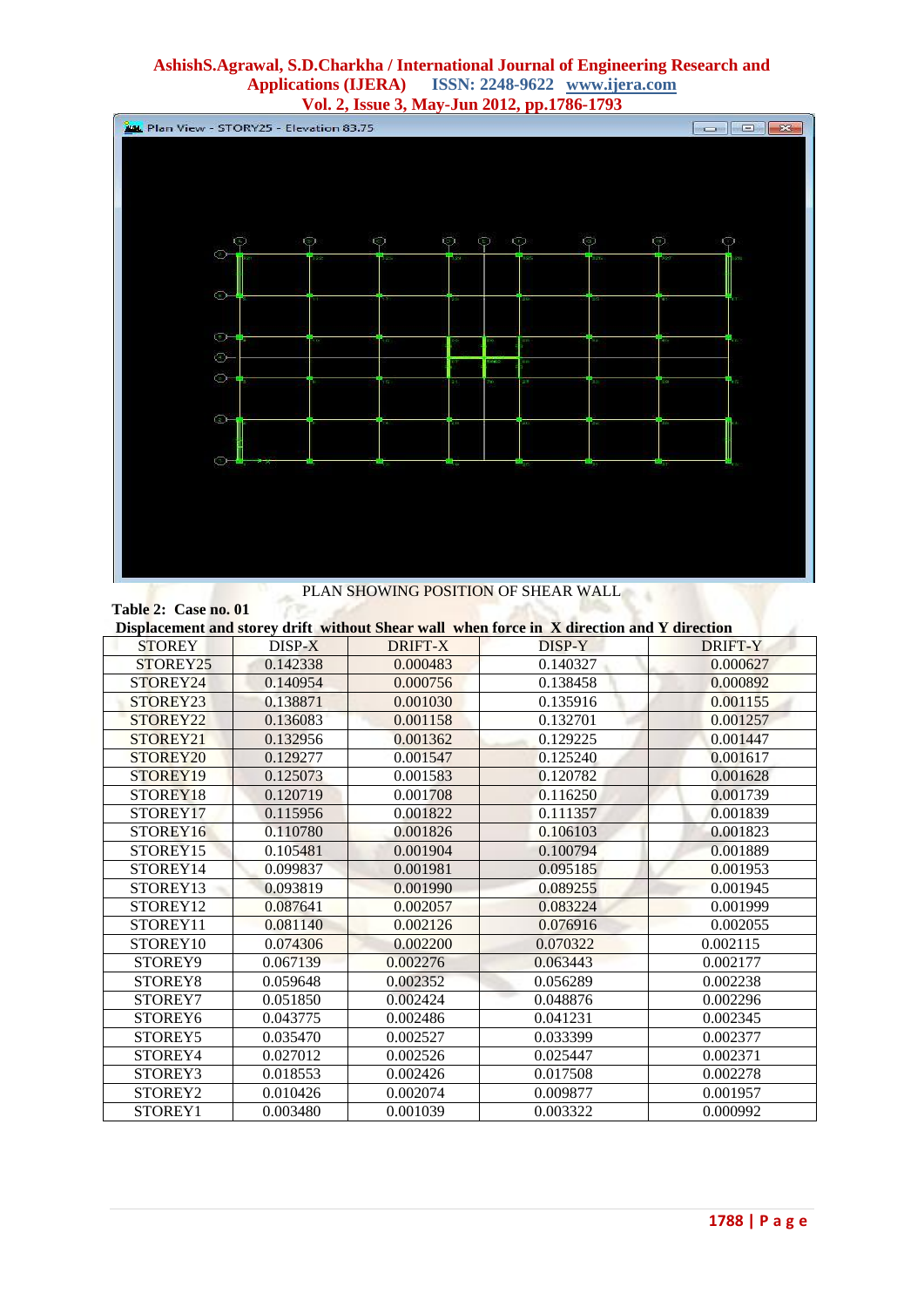PLAN SHOWING POSITION OF SHEAR WALL

**Table 2: Case no. 01**

**Displacement and storey drift without Shear wall when force in X direction and Y direction**

| STOREY | DISP-X | DRIFT-X | DISP-Y | DRIFT-Y |
|---|---|---|---|---|
| STOREY25 | 0.142338 | 0.000483 | 0.140327 | 0.000627 |
| STOREY24 | 0.140954 | 0.000756 | 0.138458 | 0.000892 |
| STOREY23 | 0.138871 | 0.001030 | 0.135916 | 0.001155 |
| STOREY22 | 0.136083 | 0.001158 | 0.132701 | 0.001257 |
| STOREY21 | 0.132956 | 0.001362 | 0.129225 | 0.001447 |
| STOREY20 | 0.129277 | 0.001547 | 0.125240 | 0.001617 |
| STOREY19 | 0.125073 | 0.001583 | 0.120782 | 0.001628 |
| STOREY18 | 0.120719 | 0.001708 | 0.116250 | 0.001739 |
| STOREY17 | 0.115956 | 0.001822 | 0.111357 | 0.001839 |
| STOREY16 | 0.110780 | 0.001826 | 0.106103 | 0.001823 |
| STOREY15 | 0.105481 | 0.001904 | 0.100794 | 0.001889 |
| STOREY14 | 0.099837 | 0.001981 | 0.095185 | 0.001953 |
| STOREY13 | 0.093819 | 0.001990 | 0.089255 | 0.001945 |
| STOREY12 | 0.087641 | 0.002057 | 0.083224 | 0.001999 |
| STOREY11 | 0.081140 | 0.002126 | 0.076916 | 0.002055 |
| STOREY10 | 0.074306 | 0.002200 | 0.070322 | 0.002115 |
| STOREY9 | 0.067139 | 0.002276 | 0.063443 | 0.002177 |
| STOREY8 | 0.059648 | 0.002352 | 0.056289 | 0.002238 |
| STOREY7 | 0.051850 | 0.002424 | 0.048876 | 0.002296 |
| STOREY6 | 0.043775 | 0.002486 | 0.041231 | 0.002345 |
| STOREY5 | 0.035470 | 0.002527 | 0.033399 | 0.002377 |
| STOREY4 | 0.027012 | 0.002526 | 0.025447 | 0.002371 |
| STOREY3 | 0.018553 | 0.002426 | 0.017508 | 0.002278 |
| STOREY2 | 0.010426 | 0.002074 | 0.009877 | 0.001957 |
| STOREY1 | 0.003480 | 0.001039 | 0.003322 | 0.000992 |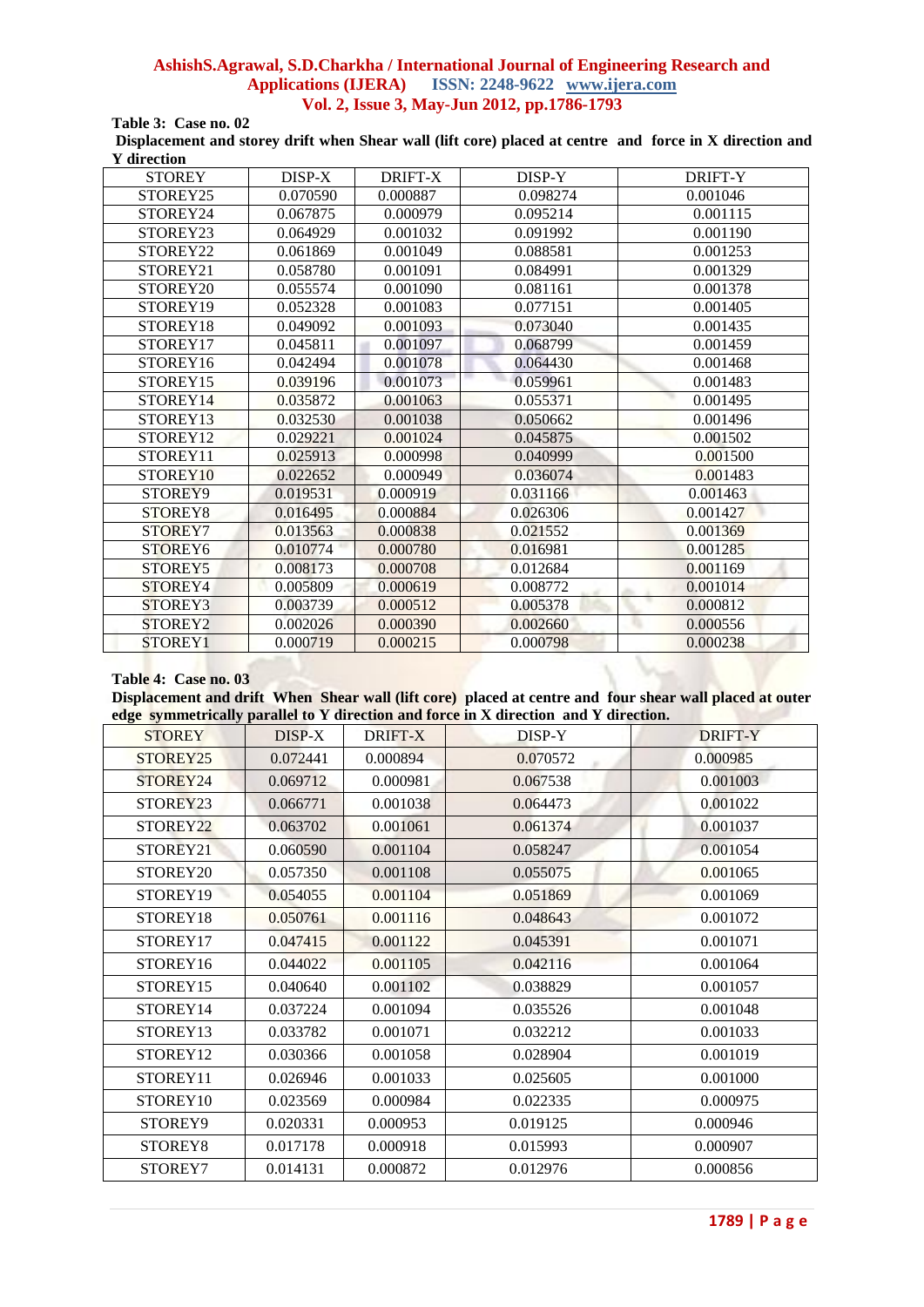**Table 3: Case no. 02**

**Displacement and storey drift when Shear wall (lift core) placed at centre and force in X direction and Y direction**

| STOREY | DISP-X | DRIFT-X | DISP-Y | DRIFT-Y |
|---|---|---|---|---|
| STOREY25 | 0.070590 | 0.000887 | 0.098274 | 0.001046 |
| STOREY24 | 0.067875 | 0.000979 | 0.095214 | 0.001115 |
| STOREY23 | 0.064929 | 0.001032 | 0.091992 | 0.001190 |
| STOREY22 | 0.061869 | 0.001049 | 0.088581 | 0.001253 |
| STOREY21 | 0.058780 | 0.001091 | 0.084991 | 0.001329 |
| STOREY20 | 0.055574 | 0.001090 | 0.081161 | 0.001378 |
| STOREY19 | 0.052328 | 0.001083 | 0.077151 | 0.001405 |
| STOREY18 | 0.049092 | 0.001093 | 0.073040 | 0.001435 |
| STOREY17 | 0.045811 | 0.001097 | 0.068799 | 0.001459 |
| STOREY16 | 0.042494 | 0.001078 | 0.064430 | 0.001468 |
| STOREY15 | 0.039196 | 0.001073 | 0.059961 | 0.001483 |
| STOREY14 | 0.035872 | 0.001063 | 0.055371 | 0.001495 |
| STOREY13 | 0.032530 | 0.001038 | 0.050662 | 0.001496 |
| STOREY12 | 0.029221 | 0.001024 | 0.045875 | 0.001502 |
| STOREY11 | 0.025913 | 0.000998 | 0.040999 | 0.001500 |
| STOREY10 | 0.022652 | 0.000949 | 0.036074 | 0.001483 |
| STOREY9 | 0.019531 | 0.000919 | 0.031166 | 0.001463 |
| STOREY8 | 0.016495 | 0.000884 | 0.026306 | 0.001427 |
| STOREY7 | 0.013563 | 0.000838 | 0.021552 | 0.001369 |
| STOREY6 | 0.010774 | 0.000780 | 0.016981 | 0.001285 |
| STOREY5 | 0.008173 | 0.000708 | 0.012684 | 0.001169 |
| STOREY4 | 0.005809 | 0.000619 | 0.008772 | 0.001014 |
| STOREY3 | 0.003739 | 0.000512 | 0.005378 | 0.000812 |
| STOREY2 | 0.002026 | 0.000390 | 0.002660 | 0.000556 |
| STOREY1 | 0.000719 | 0.000215 | 0.000798 | 0.000238 |

**Table 4: Case no. 03**

**Displacement and drift When Shear wall (lift core) placed at centre and four shear wall placed at outer edge symmetrically parallel to Y direction and force in X direction and Y direction.**

| STOREY | DISP-X | DRIFT-X | DISP-Y | DRIFT-Y |
|---|---|---|---|---|
| STOREY25 | 0.072441 | 0.000894 | 0.070572 | 0.000985 |
| STOREY24 | 0.069712 | 0.000981 | 0.067538 | 0.001003 |
| STOREY23 | 0.066771 | 0.001038 | 0.064473 | 0.001022 |
| STOREY22 | 0.063702 | 0.001061 | 0.061374 | 0.001037 |
| STOREY21 | 0.060590 | 0.001104 | 0.058247 | 0.001054 |
| STOREY20 | 0.057350 | 0.001108 | 0.055075 | 0.001065 |
| STOREY19 | 0.054055 | 0.001104 | 0.051869 | 0.001069 |
| STOREY18 | 0.050761 | 0.001116 | 0.048643 | 0.001072 |
| STOREY17 | 0.047415 | 0.001122 | 0.045391 | 0.001071 |
| STOREY16 | 0.044022 | 0.001105 | 0.042116 | 0.001064 |
| STOREY15 | 0.040640 | 0.001102 | 0.038829 | 0.001057 |
| STOREY14 | 0.037224 | 0.001094 | 0.035526 | 0.001048 |
| STOREY13 | 0.033782 | 0.001071 | 0.032212 | 0.001033 |
| STOREY12 | 0.030366 | 0.001058 | 0.028904 | 0.001019 |
| STOREY11 | 0.026946 | 0.001033 | 0.025605 | 0.001000 |
| STOREY10 | 0.023569 | 0.000984 | 0.022335 | 0.000975 |
| STOREY9 | 0.020331 | 0.000953 | 0.019125 | 0.000946 |
| STOREY8 | 0.017178 | 0.000918 | 0.015993 | 0.000907 |
| STOREY7 | 0.014131 | 0.000872 | 0.012976 | 0.000856 |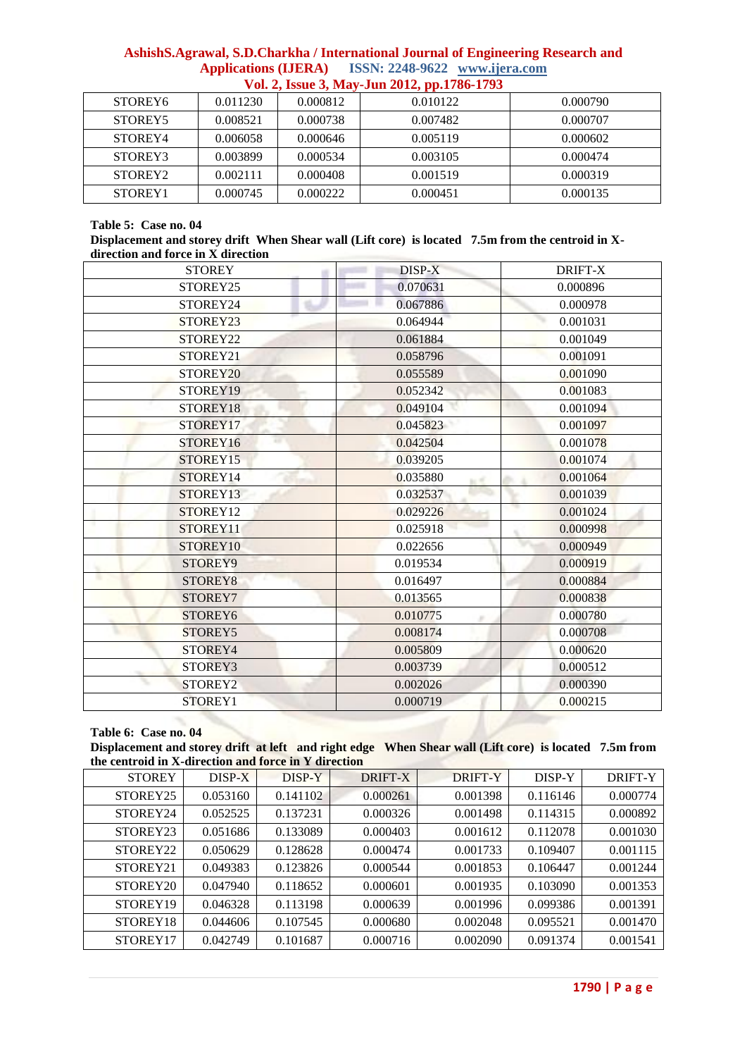| STOREY6 | 0.011230 | 0.000812 | 0.010122 | 0.000790 |
|---|---|---|---|---|
| STOREY5 | 0.008521 | 0.000738 | 0.007482 | 0.000707 |
| STOREY4 | 0.006058 | 0.000646 | 0.005119 | 0.000602 |
| STOREY3 | 0.003899 | 0.000534 | 0.003105 | 0.000474 |
| STOREY2 | 0.002111 | 0.000408 | 0.001519 | 0.000319 |
| STOREY1 | 0.000745 | 0.000222 | 0.000451 | 0.000135 |

**Table 5: Case no. 04**

**Displacement and storey drift When Shear wall (Lift core) is located 7.5m from the centroid in X-direction and force in X direction**

| STOREY | DISP-X | DRIFT-X |
|---|---|---|
| STOREY25 | 0.070631 | 0.000896 |
| STOREY24 | 0.067886 | 0.000978 |
| STOREY23 | 0.064944 | 0.001031 |
| STOREY22 | 0.061884 | 0.001049 |
| STOREY21 | 0.058796 | 0.001091 |
| STOREY20 | 0.055589 | 0.001090 |
| STOREY19 | 0.052342 | 0.001083 |
| STOREY18 | 0.049104 | 0.001094 |
| STOREY17 | 0.045823 | 0.001097 |
| STOREY16 | 0.042504 | 0.001078 |
| STOREY15 | 0.039205 | 0.001074 |
| STOREY14 | 0.035880 | 0.001064 |
| STOREY13 | 0.032537 | 0.001039 |
| STOREY12 | 0.029226 | 0.001024 |
| STOREY11 | 0.025918 | 0.000998 |
| STOREY10 | 0.022656 | 0.000949 |
| STOREY9 | 0.019534 | 0.000919 |
| STOREY8 | 0.016497 | 0.000884 |
| STOREY7 | 0.013565 | 0.000838 |
| STOREY6 | 0.010775 | 0.000780 |
| STOREY5 | 0.008174 | 0.000708 |
| STOREY4 | 0.005809 | 0.000620 |
| STOREY3 | 0.003739 | 0.000512 |
| STOREY2 | 0.002026 | 0.000390 |
| STOREY1 | 0.000719 | 0.000215 |

**Table 6: Case no. 04**

**Displacement and storey drift at left and right edge When Shear wall (Lift core) is located 7.5m from the centroid in X-direction and force in Y direction**

| STOREY | DISP-X | DISP-Y | DRIFT-X | DRIFT-Y | DISP-Y | DRIFT-Y |
|---|---|---|---|---|---|---|
| STOREY25 | 0.053160 | 0.141102 | 0.000261 | 0.001398 | 0.116146 | 0.000774 |
| STOREY24 | 0.052525 | 0.137231 | 0.000326 | 0.001498 | 0.114315 | 0.000892 |
| STOREY23 | 0.051686 | 0.133089 | 0.000403 | 0.001612 | 0.112078 | 0.001030 |
| STOREY22 | 0.050629 | 0.128628 | 0.000474 | 0.001733 | 0.109407 | 0.001115 |
| STOREY21 | 0.049383 | 0.123826 | 0.000544 | 0.001853 | 0.106447 | 0.001244 |
| STOREY20 | 0.047940 | 0.118652 | 0.000601 | 0.001935 | 0.103090 | 0.001353 |
| STOREY19 | 0.046328 | 0.113198 | 0.000639 | 0.001996 | 0.099386 | 0.001391 |
| STOREY18 | 0.044606 | 0.107545 | 0.000680 | 0.002048 | 0.095521 | 0.001470 |
| STOREY17 | 0.042749 | 0.101687 | 0.000716 | 0.002090 | 0.091374 | 0.001541 |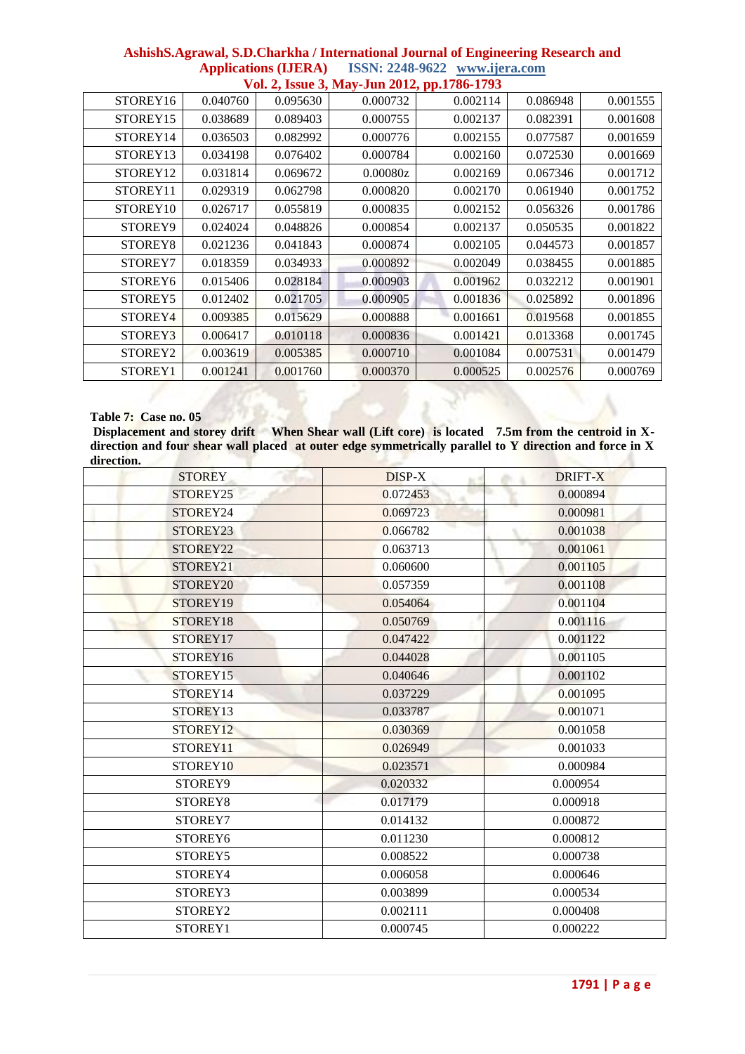| STOREY16 | 0.040760 | 0.095630 | 0.000732 | 0.002114 | 0.086948 | 0.001555 |
|---|---|---|---|---|---|---|
| STOREY15 | 0.038689 | 0.089403 | 0.000755 | 0.002137 | 0.082391 | 0.001608 |
| STOREY14 | 0.036503 | 0.082992 | 0.000776 | 0.002155 | 0.077587 | 0.001659 |
| STOREY13 | 0.034198 | 0.076402 | 0.000784 | 0.002160 | 0.072530 | 0.001669 |
| STOREY12 | 0.031814 | 0.069672 | 0.00080z | 0.002169 | 0.067346 | 0.001712 |
| STOREY11 | 0.029319 | 0.062798 | 0.000820 | 0.002170 | 0.061940 | 0.001752 |
| STOREY10 | 0.026717 | 0.055819 | 0.000835 | 0.002152 | 0.056326 | 0.001786 |
| STOREY9 | 0.024024 | 0.048826 | 0.000854 | 0.002137 | 0.050535 | 0.001822 |
| STOREY8 | 0.021236 | 0.041843 | 0.000874 | 0.002105 | 0.044573 | 0.001857 |
| STOREY7 | 0.018359 | 0.034933 | 0.000892 | 0.002049 | 0.038455 | 0.001885 |
| STOREY6 | 0.015406 | 0.028184 | 0.000903 | 0.001962 | 0.032212 | 0.001901 |
| STOREY5 | 0.012402 | 0.021705 | 0.000905 | 0.001836 | 0.025892 | 0.001896 |
| STOREY4 | 0.009385 | 0.015629 | 0.000888 | 0.001661 | 0.019568 | 0.001855 |
| STOREY3 | 0.006417 | 0.010118 | 0.000836 | 0.001421 | 0.013368 | 0.001745 |
| STOREY2 | 0.003619 | 0.005385 | 0.000710 | 0.001084 | 0.007531 | 0.001479 |
| STOREY1 | 0.001241 | 0.001760 | 0.000370 | 0.000525 | 0.002576 | 0.000769 |

**Table 7: Case no. 05**

**Displacement and storey drift When Shear wall (Lift core) is located 7.5m from the centroid in X-direction and four shear wall placed at outer edge symmetrically parallel to Y direction and force in X direction.**

| STOREY | DISP-X | DRIFT-X |
|---|---|---|
| STOREY25 | 0.072453 | 0.000894 |
| STOREY24 | 0.069723 | 0.000981 |
| STOREY23 | 0.066782 | 0.001038 |
| STOREY22 | 0.063713 | 0.001061 |
| STOREY21 | 0.060600 | 0.001105 |
| STOREY20 | 0.057359 | 0.001108 |
| STOREY19 | 0.054064 | 0.001104 |
| STOREY18 | 0.050769 | 0.001116 |
| STOREY17 | 0.047422 | 0.001122 |
| STOREY16 | 0.044028 | 0.001105 |
| STOREY15 | 0.040646 | 0.001102 |
| STOREY14 | 0.037229 | 0.001095 |
| STOREY13 | 0.033787 | 0.001071 |
| STOREY12 | 0.030369 | 0.001058 |
| STOREY11 | 0.026949 | 0.001033 |
| STOREY10 | 0.023571 | 0.000984 |
| STOREY9 | 0.020332 | 0.000954 |
| STOREY8 | 0.017179 | 0.000918 |
| STOREY7 | 0.014132 | 0.000872 |
| STOREY6 | 0.011230 | 0.000812 |
| STOREY5 | 0.008522 | 0.000738 |
| STOREY4 | 0.006058 | 0.000646 |
| STOREY3 | 0.003899 | 0.000534 |
| STOREY2 | 0.002111 | 0.000408 |
| STOREY1 | 0.000745 | 0.000222 |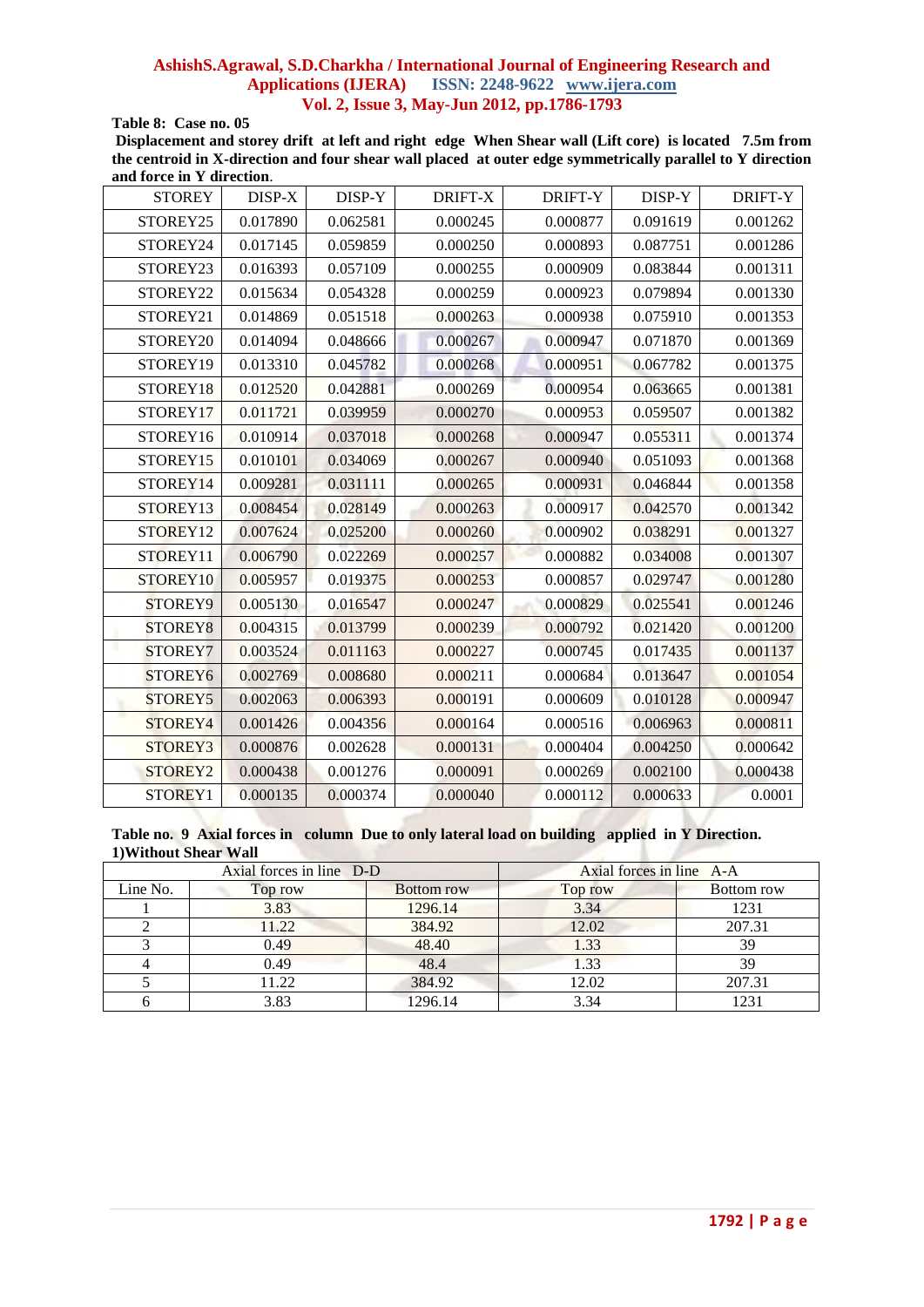**Table 8: Case no. 05**

**Displacement and storey drift at left and right edge When Shear wall (Lift core) is located 7.5m from the centroid in X-direction and four shear wall placed at outer edge symmetrically parallel to Y direction and force in Y direction**.

| STOREY | DISP-X | DISP-Y | DRIFT-X | DRIFT-Y | DISP-Y | DRIFT-Y |
|---|---|---|---|---|---|---|
| STOREY25 | 0.017890 | 0.062581 | 0.000245 | 0.000877 | 0.091619 | 0.001262 |
| STOREY24 | 0.017145 | 0.059859 | 0.000250 | 0.000893 | 0.087751 | 0.001286 |
| STOREY23 | 0.016393 | 0.057109 | 0.000255 | 0.000909 | 0.083844 | 0.001311 |
| STOREY22 | 0.015634 | 0.054328 | 0.000259 | 0.000923 | 0.079894 | 0.001330 |
| STOREY21 | 0.014869 | 0.051518 | 0.000263 | 0.000938 | 0.075910 | 0.001353 |
| STOREY20 | 0.014094 | 0.048666 | 0.000267 | 0.000947 | 0.071870 | 0.001369 |
| STOREY19 | 0.013310 | 0.045782 | 0.000268 | 0.000951 | 0.067782 | 0.001375 |
| STOREY18 | 0.012520 | 0.042881 | 0.000269 | 0.000954 | 0.063665 | 0.001381 |
| STOREY17 | 0.011721 | 0.039959 | 0.000270 | 0.000953 | 0.059507 | 0.001382 |
| STOREY16 | 0.010914 | 0.037018 | 0.000268 | 0.000947 | 0.055311 | 0.001374 |
| STOREY15 | 0.010101 | 0.034069 | 0.000267 | 0.000940 | 0.051093 | 0.001368 |
| STOREY14 | 0.009281 | 0.031111 | 0.000265 | 0.000931 | 0.046844 | 0.001358 |
| STOREY13 | 0.008454 | 0.028149 | 0.000263 | 0.000917 | 0.042570 | 0.001342 |
| STOREY12 | 0.007624 | 0.025200 | 0.000260 | 0.000902 | 0.038291 | 0.001327 |
| STOREY11 | 0.006790 | 0.022269 | 0.000257 | 0.000882 | 0.034008 | 0.001307 |
| STOREY10 | 0.005957 | 0.019375 | 0.000253 | 0.000857 | 0.029747 | 0.001280 |
| STOREY9 | 0.005130 | 0.016547 | 0.000247 | 0.000829 | 0.025541 | 0.001246 |
| STOREY8 | 0.004315 | 0.013799 | 0.000239 | 0.000792 | 0.021420 | 0.001200 |
| STOREY7 | 0.003524 | 0.011163 | 0.000227 | 0.000745 | 0.017435 | 0.001137 |
| STOREY6 | 0.002769 | 0.008680 | 0.000211 | 0.000684 | 0.013647 | 0.001054 |
| STOREY5 | 0.002063 | 0.006393 | 0.000191 | 0.000609 | 0.010128 | 0.000947 |
| STOREY4 | 0.001426 | 0.004356 | 0.000164 | 0.000516 | 0.006963 | 0.000811 |
| STOREY3 | 0.000876 | 0.002628 | 0.000131 | 0.000404 | 0.004250 | 0.000642 |
| STOREY2 | 0.000438 | 0.001276 | 0.000091 | 0.000269 | 0.002100 | 0.000438 |
| STOREY1 | 0.000135 | 0.000374 | 0.000040 | 0.000112 | 0.000633 | 0.0001 |

**Table no. 9 Axial forces in column Due to only lateral load on building applied in Y Direction.**
**1)Without Shear Wall**

| | Axial forces in line D-D | | Axial forces in line A-A | |
|---|---|---|---|---|
| Line No. | Top row | Bottom row | Top row | Bottom row |
| 1 | 3.83 | 1296.14 | 3.34 | 1231 |
| 2 | 11.22 | 384.92 | 12.02 | 207.31 |
| 3 | 0.49 | 48.40 | 1.33 | 39 |
| 4 | 0.49 | 48.4 | 1.33 | 39 |
| 5 | 11.22 | 384.92 | 12.02 | 207.31 |
| 6 | 3.83 | 1296.14 | 3.34 | 1231 |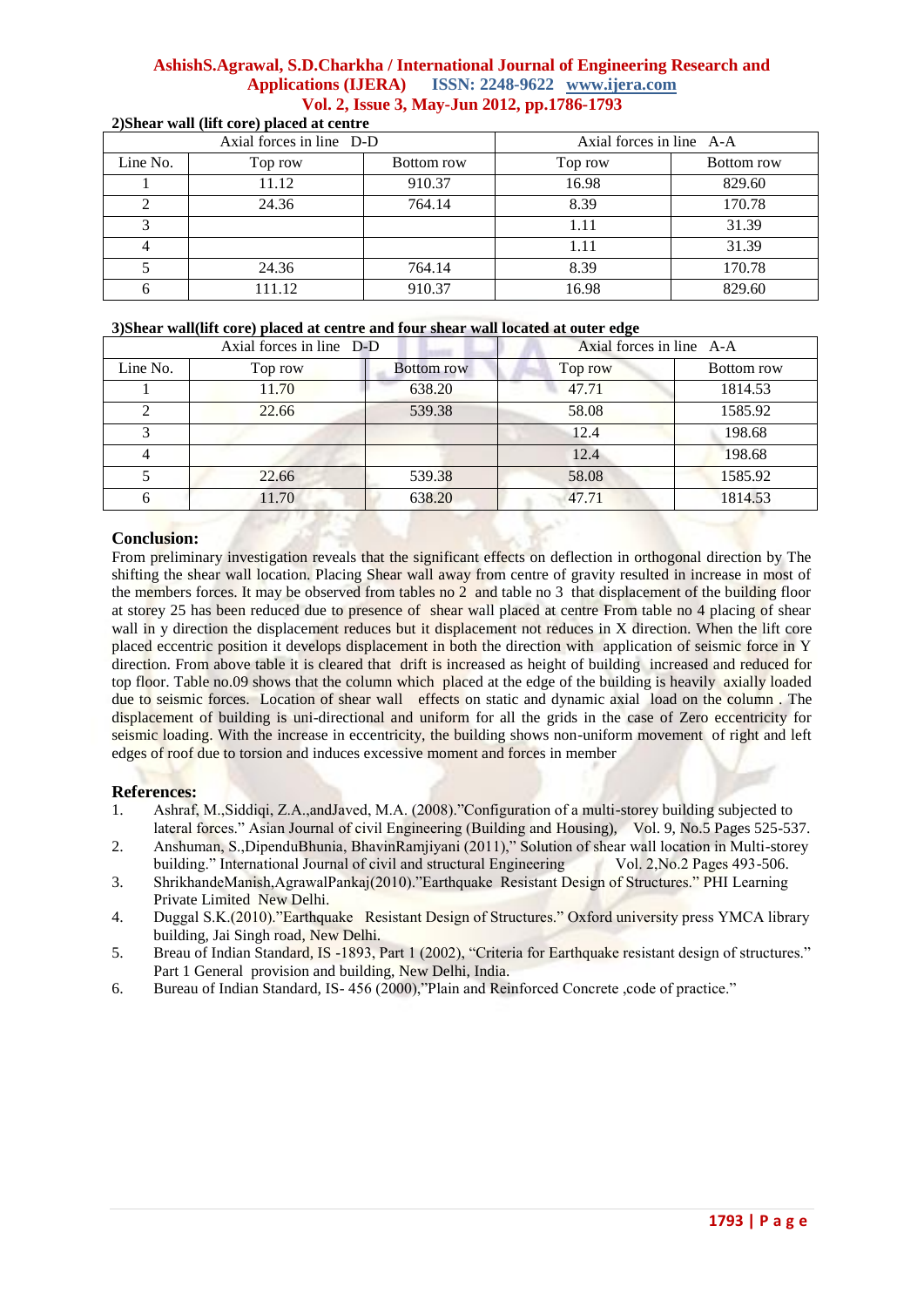**2)Shear wall (lift core) placed at centre**

| Axial forces in line D-D | | | Axial forces in line A-A | |
|---|---|---|---|---|
| Line No. | Top row | Bottom row | Top row | Bottom row |
| 1 | 11.12 | 910.37 | 16.98 | 829.60 |
| 2 | 24.36 | 764.14 | 8.39 | 170.78 |
| 3 | | | 1.11 | 31.39 |
| 4 | | | 1.11 | 31.39 |
| 5 | 24.36 | 764.14 | 8.39 | 170.78 |
| 6 | 111.12 | 910.37 | 16.98 | 829.60 |

**3)Shear wall(lift core) placed at centre and four shear wall located at outer edge**

| Axial forces in line D-D | | | Axial forces in line A-A | |
|---|---|---|---|---|
| Line No. | Top row | Bottom row | Top row | Bottom row |
| 1 | 11.70 | 638.20 | 47.71 | 1814.53 |
| 2 | 22.66 | 539.38 | 58.08 | 1585.92 |
| 3 | | | 12.4 | 198.68 |
| 4 | | | 12.4 | 198.68 |
| 5 | 22.66 | 539.38 | 58.08 | 1585.92 |
| 6 | 11.70 | 638.20 | 47.71 | 1814.53 |

## Conclusion:

From preliminary investigation reveals that the significant effects on deflection in orthogonal direction by The shifting the shear wall location. Placing Shear wall away from centre of gravity resulted in increase in most of the members forces. It may be observed from tables no 2 and table no 3 that displacement of the building floor at storey 25 has been reduced due to presence of shear wall placed at centre From table no 4 placing of shear wall in y direction the displacement reduces but it displacement not reduces in X direction. When the lift core placed eccentric position it develops displacement in both the direction with application of seismic force in Y direction. From above table it is cleared that drift is increased as height of building increased and reduced for top floor. Table no.09 shows that the column which placed at the edge of the building is heavily axially loaded due to seismic forces. Location of shear wall effects on static and dynamic axial load on the column . The displacement of building is uni-directional and uniform for all the grids in the case of Zero eccentricity for seismic loading. With the increase in eccentricity, the building shows non-uniform movement of right and left edges of roof due to torsion and induces excessive moment and forces in member

## References:

1. Ashraf, M.,Siddiqi, Z.A.,andJaved, M.A. (2008)."Configuration of a multi-storey building subjected to lateral forces." Asian Journal of civil Engineering (Building and Housing), Vol. 9, No.5 Pages 525-537.
2. Anshuman, S.,DipenduBhunia, BhavinRamjiyani (2011)," Solution of shear wall location in Multi-storey building." International Journal of civil and structural Engineering Vol. 2,No.2 Pages 493-506.
3. ShrikhandeManish,AgrawalPankaj(2010)."Earthquake Resistant Design of Structures." PHI Learning Private Limited New Delhi.
4. Duggal S.K.(2010)."Earthquake Resistant Design of Structures." Oxford university press YMCA library building, Jai Singh road, New Delhi.
5. Breau of Indian Standard, IS -1893, Part 1 (2002), "Criteria for Earthquake resistant design of structures." Part 1 General provision and building, New Delhi, India.
6. Bureau of Indian Standard, IS- 456 (2000),"Plain and Reinforced Concrete ,code of practice."